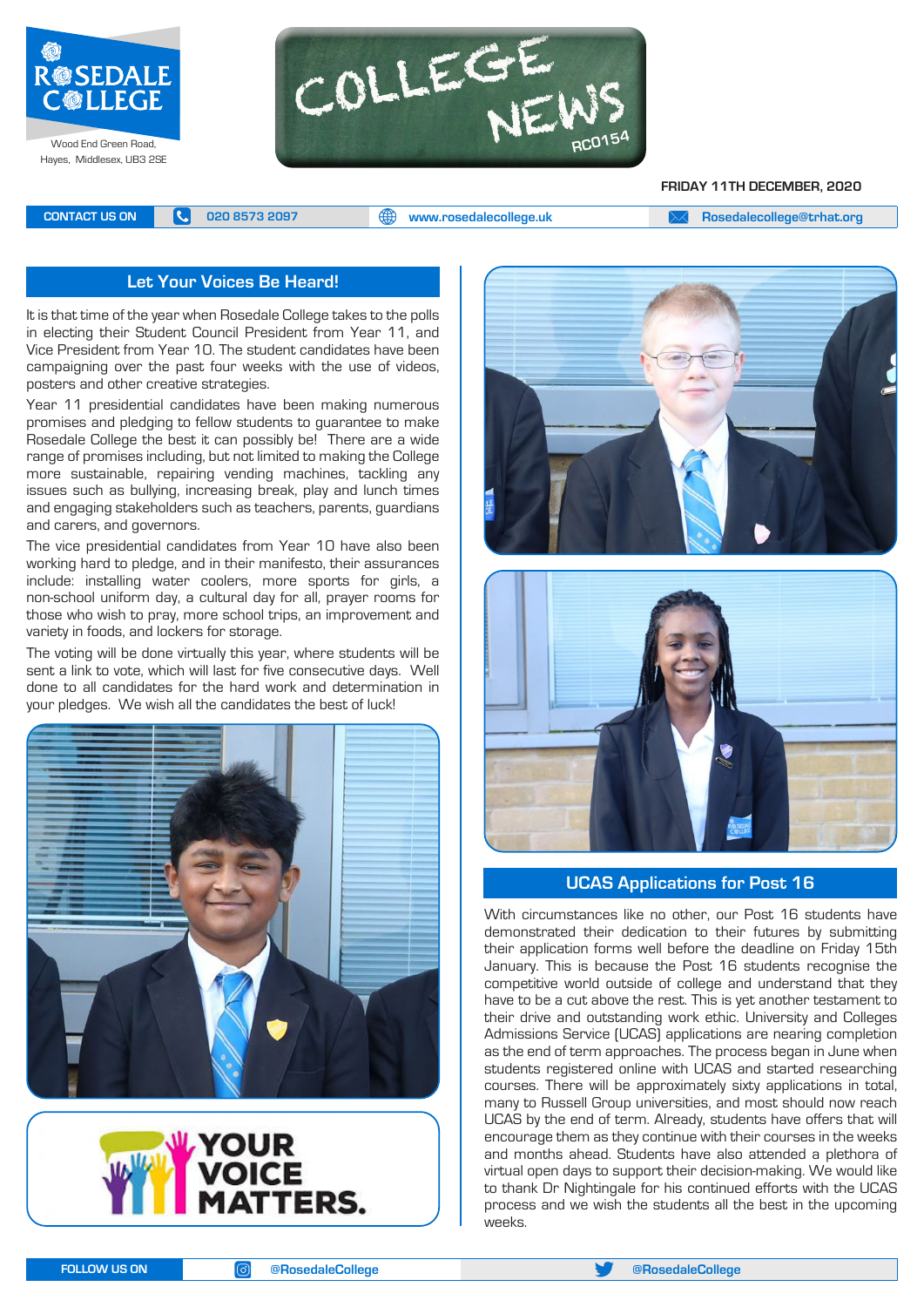# ROSEDALE COLLEGE

Wood End Green Road, Hayes, Middlesex, UB3 2SE

# COLLEGE NEWS

RC0154

**FRIDAY 11TH DECEMBER, 2020**

CONTACT US ON | 020 8573 2097 | www.rosedalecollege.uk | Rosedalecollege@trhat.org

## Let Your Voices Be Heard!

It is that time of the year when Rosedale College takes to the polls in electing their Student Council President from Year 11, and Vice President from Year 10. The student candidates have been campaigning over the past four weeks with the use of videos, posters and other creative strategies.

Year 11 presidential candidates have been making numerous promises and pledging to fellow students to guarantee to make Rosedale College the best it can possibly be! There are a wide range of promises including, but not limited to making the College more sustainable, repairing vending machines, tackling any issues such as bullying, increasing break, play and lunch times and engaging stakeholders such as teachers, parents, guardians and carers, and governors.

The vice presidential candidates from Year 10 have also been working hard to pledge, and in their manifesto, their assurances include: installing water coolers, more sports for girls, a non-school uniform day, a cultural day for all, prayer rooms for those who wish to pray, more school trips, an improvement and variety in foods, and lockers for storage.

The voting will be done virtually this year, where students will be sent a link to vote, which will last for five consecutive days. Well done to all candidates for the hard work and determination in your pledges. We wish all the candidates the best of luck!

YOUR VOICE MATTERS.

## UCAS Applications for Post 16

With circumstances like no other, our Post 16 students have demonstrated their dedication to their futures by submitting their application forms well before the deadline on Friday 15th January. This is because the Post 16 students recognise the competitive world outside of college and understand that they have to be a cut above the rest. This is yet another testament to their drive and outstanding work ethic. University and Colleges Admissions Service (UCAS) applications are nearing completion as the end of term approaches. The process began in June when students registered online with UCAS and started researching courses. There will be approximately sixty applications in total, many to Russell Group universities, and most should now reach UCAS by the end of term. Already, students have offers that will encourage them as they continue with their courses in the weeks and months ahead. Students have also attended a plethora of virtual open days to support their decision-making. We would like to thank Dr Nightingale for his continued efforts with the UCAS process and we wish the students all the best in the upcoming weeks.

FOLLOW US ON | @RosedaleCollege | @RosedaleCollege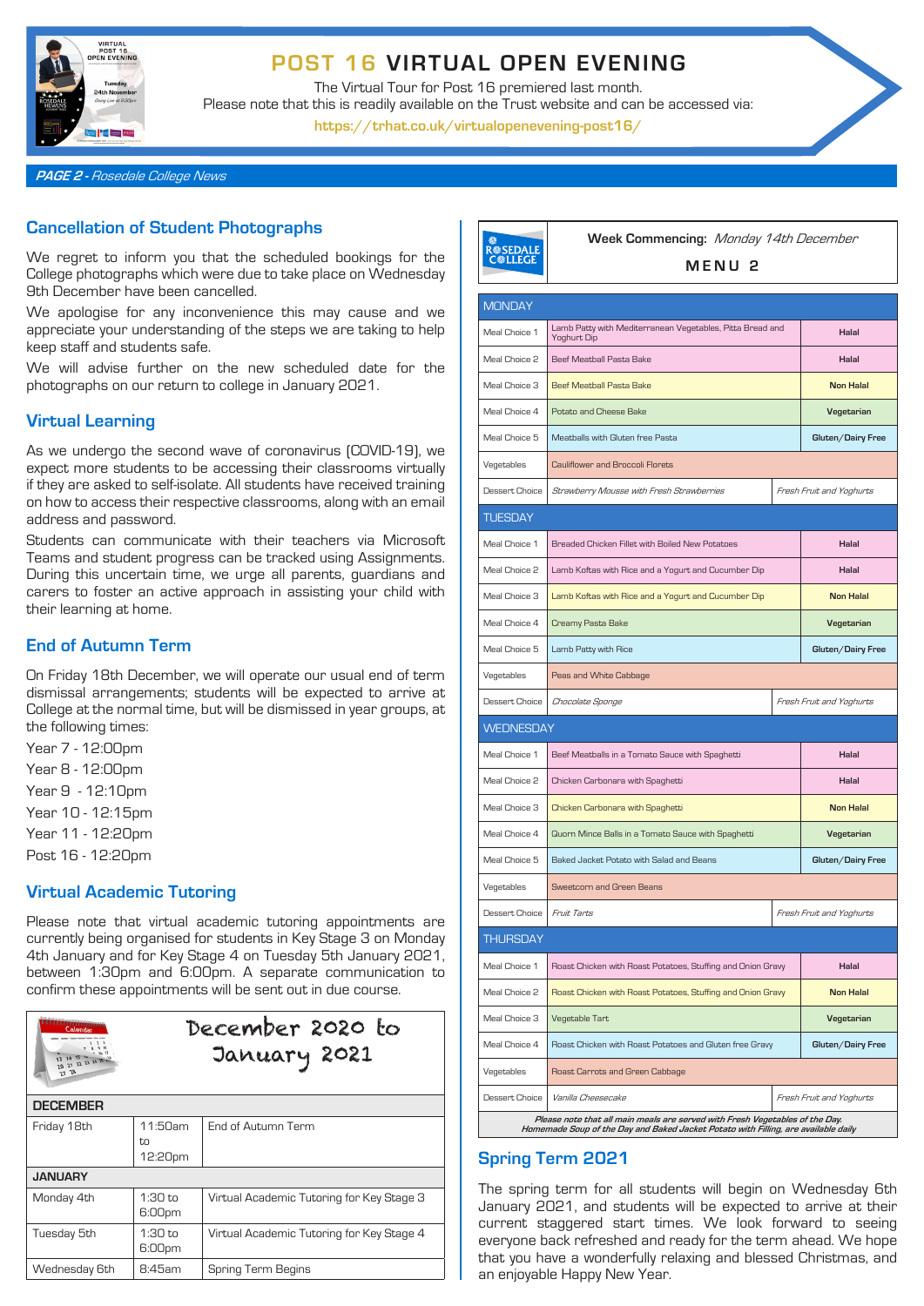# POST 16 VIRTUAL OPEN EVENING

The Virtual Tour for Post 16 premiered last month.
Please note that this is readily available on the Trust website and can be accessed via:
https://trhat.co.uk/virtualopenevening-post16/

**PAGE 2 -** *Rosedale College News*

## Cancellation of Student Photographs

We regret to inform you that the scheduled bookings for the College photographs which were due to take place on Wednesday 9th December have been cancelled.

We apologise for any inconvenience this may cause and we appreciate your understanding of the steps we are taking to help keep staff and students safe.

We will advise further on the new scheduled date for the photographs on our return to college in January 2021.

## Virtual Learning

As we undergo the second wave of coronavirus (COVID-19), we expect more students to be accessing their classrooms virtually if they are asked to self-isolate. All students have received training on how to access their respective classrooms, along with an email address and password.

Students can communicate with their teachers via Microsoft Teams and student progress can be tracked using Assignments. During this uncertain time, we urge all parents, guardians and carers to foster an active approach in assisting your child with their learning at home.

## End of Autumn Term

On Friday 18th December, we will operate our usual end of term dismissal arrangements; students will be expected to arrive at College at the normal time, but will be dismissed in year groups, at the following times:

Year 7 - 12:00pm
Year 8 - 12:00pm
Year 9 - 12:10pm
Year 10 - 12:15pm
Year 11 - 12:20pm
Post 16 - 12:20pm

## Virtual Academic Tutoring

Please note that virtual academic tutoring appointments are currently being organised for students in Key Stage 3 on Monday 4th January and for Key Stage 4 on Tuesday 5th January 2021, between 1:30pm and 6:00pm. A separate communication to confirm these appointments will be sent out in due course.

### December 2020 to January 2021

| | | |
|---|---|---|
| **DECEMBER** | | |
| Friday 18th | 11:50am to 12:20pm | End of Autumn Term |
| **JANUARY** | | |
| Monday 4th | 1:30 to 6:00pm | Virtual Academic Tutoring for Key Stage 3 |
| Tuesday 5th | 1:30 to 6:00pm | Virtual Academic Tutoring for Key Stage 4 |
| Wednesday 6th | 8:45am | Spring Term Begins |

**Week Commencing:** *Monday 14th December*

**MENU 2**

| | | |
|---|---|---|
| **MONDAY** | | |
| Meal Choice 1 | Lamb Patty with Mediterranean Vegetables, Pitta Bread and Yoghurt Dip | **Halal** |
| Meal Choice 2 | Beef Meatball Pasta Bake | **Halal** |
| Meal Choice 3 | Beef Meatball Pasta Bake | **Non Halal** |
| Meal Choice 4 | Potato and Cheese Bake | **Vegetarian** |
| Meal Choice 5 | Meatballs with Gluten free Pasta | **Gluten/Dairy Free** |
| Vegetables | Cauliflower and Broccoli Florets | |
| Dessert Choice | *Strawberry Mousse with Fresh Strawberries* | *Fresh Fruit and Yoghurts* |
| **TUESDAY** | | |
| Meal Choice 1 | Breaded Chicken Fillet with Boiled New Potatoes | **Halal** |
| Meal Choice 2 | Lamb Koftas with Rice and a Yogurt and Cucumber Dip | **Halal** |
| Meal Choice 3 | Lamb Koftas with Rice and a Yogurt and Cucumber Dip | **Non Halal** |
| Meal Choice 4 | Creamy Pasta Bake | **Vegetarian** |
| Meal Choice 5 | Lamb Patty with Rice | **Gluten/Dairy Free** |
| Vegetables | Peas and White Cabbage | |
| Dessert Choice | *Chocolate Sponge* | *Fresh Fruit and Yoghurts* |
| **WEDNESDAY** | | |
| Meal Choice 1 | Beef Meatballs in a Tomato Sauce with Spaghetti | **Halal** |
| Meal Choice 2 | Chicken Carbonara with Spaghetti | **Halal** |
| Meal Choice 3 | Chicken Carbonara with Spaghetti | **Non Halal** |
| Meal Choice 4 | Quorn Mince Balls in a Tomato Sauce with Spaghetti | **Vegetarian** |
| Meal Choice 5 | Baked Jacket Potato with Salad and Beans | **Gluten/Dairy Free** |
| Vegetables | Sweetcorn and Green Beans | |
| Dessert Choice | *Fruit Tarts* | *Fresh Fruit and Yoghurts* |
| **THURSDAY** | | |
| Meal Choice 1 | Roast Chicken with Roast Potatoes, Stuffing and Onion Gravy | **Halal** |
| Meal Choice 2 | Roast Chicken with Roast Potatoes, Stuffing and Onion Gravy | **Non Halal** |
| Meal Choice 3 | Vegetable Tart | **Vegetarian** |
| Meal Choice 4 | Roast Chicken with Roast Potatoes and Gluten free Gravy | **Gluten/Dairy Free** |
| Vegetables | Roast Carrots and Green Cabbage | |
| Dessert Choice | *Vanilla Cheesecake* | *Fresh Fruit and Yoghurts* |

*Please note that all main meals are served with Fresh Vegetables of the Day.*
*Homemade Soup of the Day and Baked Jacket Potato with Filling, are available daily*

## Spring Term 2021

The spring term for all students will begin on Wednesday 6th January 2021, and students will be expected to arrive at their current staggered start times. We look forward to seeing everyone back refreshed and ready for the term ahead. We hope that you have a wonderfully relaxing and blessed Christmas, and an enjoyable Happy New Year.